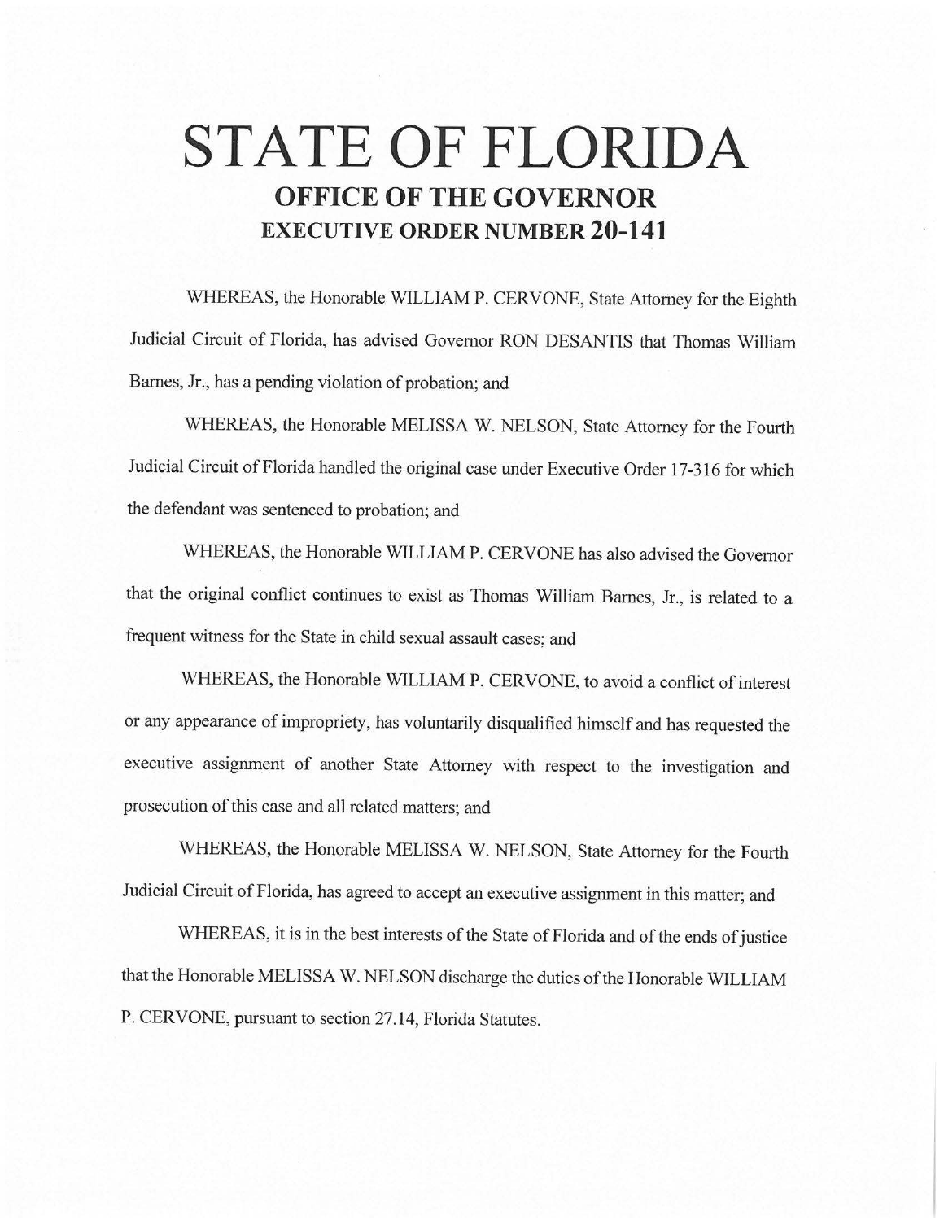# STATE OF FLORIDA
## OFFICE OF THE GOVERNOR
## EXECUTIVE ORDER NUMBER 20-141

WHEREAS, the Honorable WILLIAM P. CERVONE, State Attorney for the Eighth Judicial Circuit of Florida, has advised Governor RON DESANTIS that Thomas William Barnes, Jr., has a pending violation of probation; and

WHEREAS, the Honorable MELISSA W. NELSON, State Attorney for the Fourth Judicial Circuit of Florida handled the original case under Executive Order 17-316 for which the defendant was sentenced to probation; and

WHEREAS, the Honorable WILLIAM P. CERVONE has also advised the Governor that the original conflict continues to exist as Thomas William Barnes, Jr., is related to a frequent witness for the State in child sexual assault cases; and

WHEREAS, the Honorable WILLIAM P. CERVONE, to avoid a conflict of interest or any appearance of impropriety, has voluntarily disqualified himself and has requested the executive assignment of another State Attorney with respect to the investigation and prosecution of this case and all related matters; and

WHEREAS, the Honorable MELISSA W. NELSON, State Attorney for the Fourth Judicial Circuit of Florida, has agreed to accept an executive assignment in this matter; and

WHEREAS, it is in the best interests of the State of Florida and of the ends of justice that the Honorable MELISSA W. NELSON discharge the duties of the Honorable WILLIAM P. CERVONE, pursuant to section 27.14, Florida Statutes.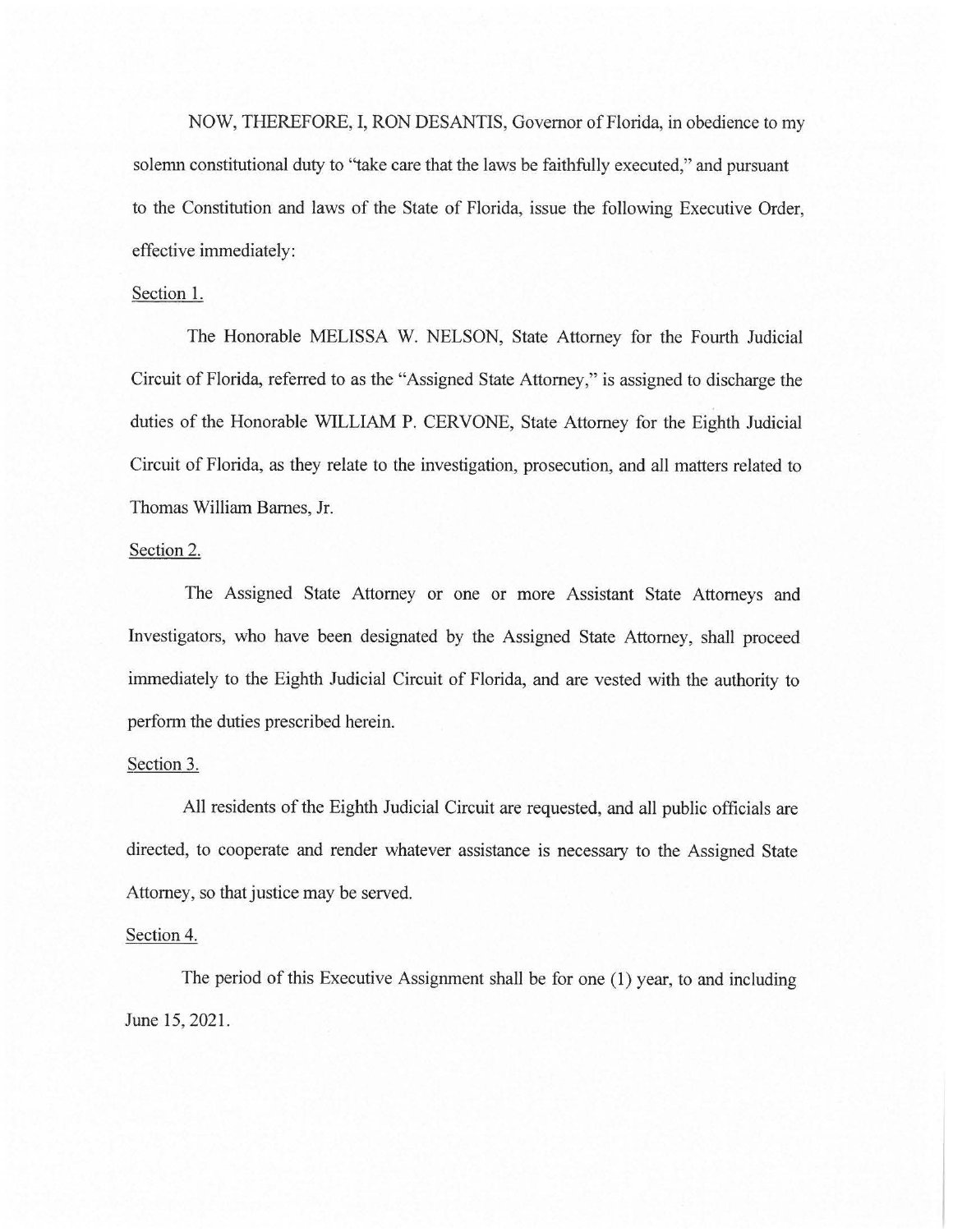NOW, THEREFORE, I, RON DESANTIS, Governor of Florida, in obedience to my solemn constitutional duty to "take care that the laws be faithfully executed," and pursuant to the Constitution and laws of the State of Florida, issue the following Executive Order, effective immediately:

Section 1.

The Honorable MELISSA W. NELSON, State Attorney for the Fourth Judicial Circuit of Florida, referred to as the "Assigned State Attorney," is assigned to discharge the duties of the Honorable WILLIAM P. CERVONE, State Attorney for the Eighth Judicial Circuit of Florida, as they relate to the investigation, prosecution, and all matters related to Thomas William Barnes, Jr.

Section 2.

The Assigned State Attorney or one or more Assistant State Attorneys and Investigators, who have been designated by the Assigned State Attorney, shall proceed immediately to the Eighth Judicial Circuit of Florida, and are vested with the authority to perform the duties prescribed herein.

Section 3.

All residents of the Eighth Judicial Circuit are requested, and all public officials are directed, to cooperate and render whatever assistance is necessary to the Assigned State Attorney, so that justice may be served.

Section 4.

The period of this Executive Assignment shall be for one (1) year, to and including June 15, 2021.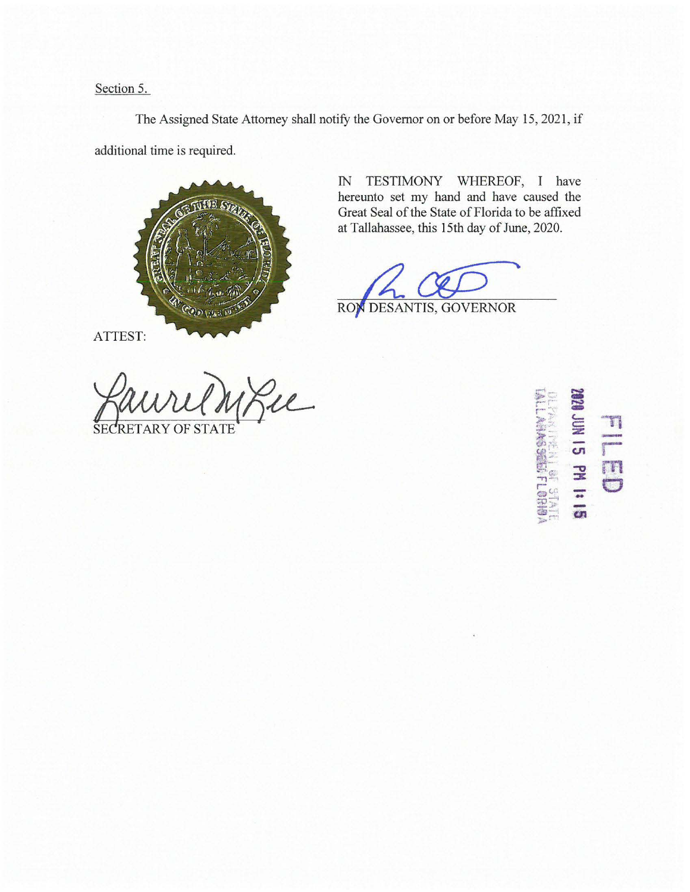Section 5.

The Assigned State Attorney shall notify the Governor on or before May 15, 2021, if additional time is required.

IN TESTIMONY WHEREOF, I have hereunto set my hand and have caused the Great Seal of the State of Florida to be affixed at Tallahassee, this 15th day of June, 2020.

RON DESANTIS, GOVERNOR

ATTEST:

SECRETARY OF STATE

FILED

2020 JUN 15 PM 1:15

DEPARTMENT OF STATE
TALLAHASSEE, FLORIDA